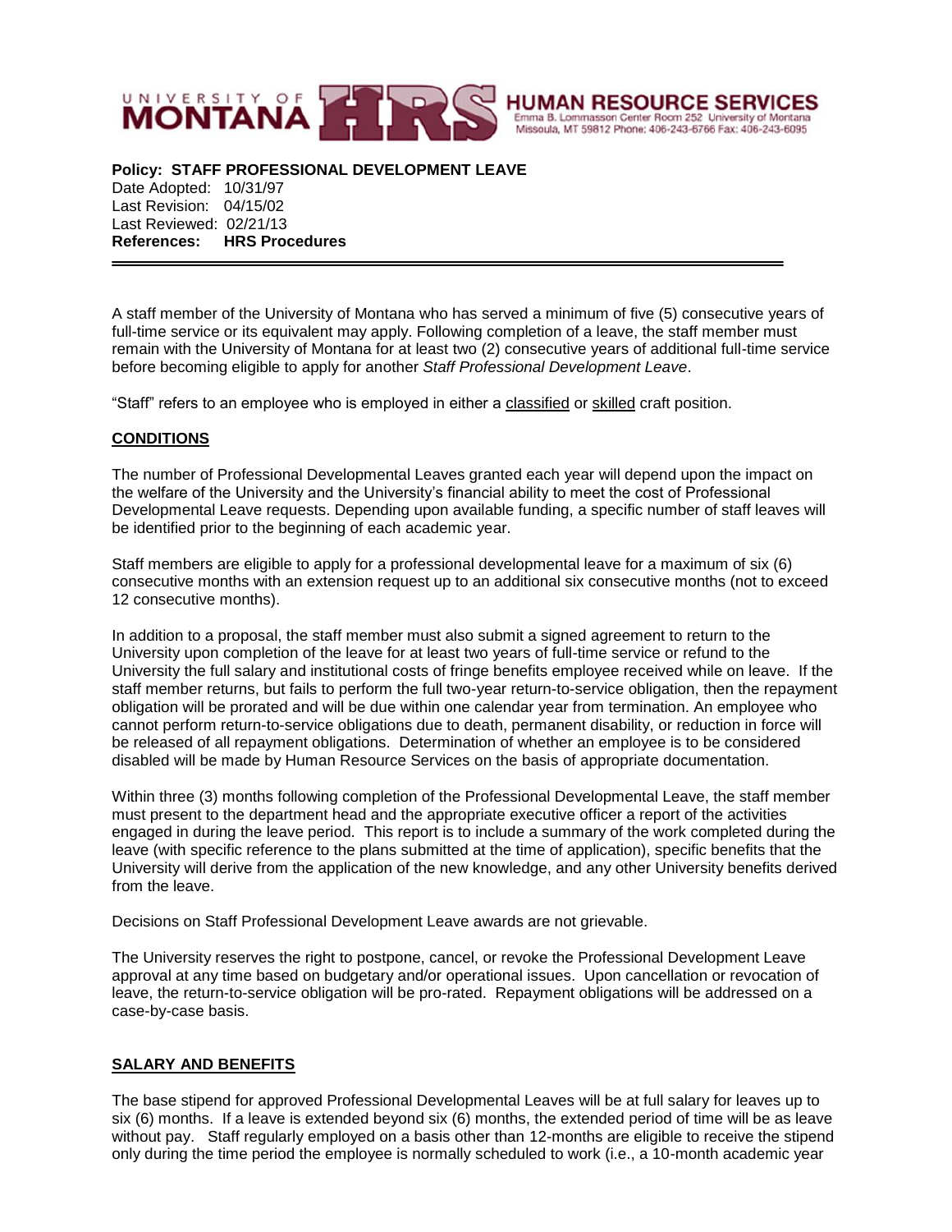UNIVERSITY OF MONTANA HRS HUMAN RESOURCE SERVICES
Emma B. Lommasson Center Room 252 University of Montana
Missoula, MT 59812 Phone: 406-243-6766 Fax: 406-243-6095

**Policy: STAFF PROFESSIONAL DEVELOPMENT LEAVE**
Date Adopted: 10/31/97
Last Revision: 04/15/02
Last Reviewed: 02/21/13
**References: HRS Procedures**

---

A staff member of the University of Montana who has served a minimum of five (5) consecutive years of full-time service or its equivalent may apply. Following completion of a leave, the staff member must remain with the University of Montana for at least two (2) consecutive years of additional full-time service before becoming eligible to apply for another *Staff Professional Development Leave*.

"Staff" refers to an employee who is employed in either a classified or skilled craft position.

## CONDITIONS

The number of Professional Developmental Leaves granted each year will depend upon the impact on the welfare of the University and the University's financial ability to meet the cost of Professional Developmental Leave requests. Depending upon available funding, a specific number of staff leaves will be identified prior to the beginning of each academic year.

Staff members are eligible to apply for a professional developmental leave for a maximum of six (6) consecutive months with an extension request up to an additional six consecutive months (not to exceed 12 consecutive months).

In addition to a proposal, the staff member must also submit a signed agreement to return to the University upon completion of the leave for at least two years of full-time service or refund to the University the full salary and institutional costs of fringe benefits employee received while on leave. If the staff member returns, but fails to perform the full two-year return-to-service obligation, then the repayment obligation will be prorated and will be due within one calendar year from termination. An employee who cannot perform return-to-service obligations due to death, permanent disability, or reduction in force will be released of all repayment obligations. Determination of whether an employee is to be considered disabled will be made by Human Resource Services on the basis of appropriate documentation.

Within three (3) months following completion of the Professional Developmental Leave, the staff member must present to the department head and the appropriate executive officer a report of the activities engaged in during the leave period. This report is to include a summary of the work completed during the leave (with specific reference to the plans submitted at the time of application), specific benefits that the University will derive from the application of the new knowledge, and any other University benefits derived from the leave.

Decisions on Staff Professional Development Leave awards are not grievable.

The University reserves the right to postpone, cancel, or revoke the Professional Development Leave approval at any time based on budgetary and/or operational issues. Upon cancellation or revocation of leave, the return-to-service obligation will be pro-rated. Repayment obligations will be addressed on a case-by-case basis.

## SALARY AND BENEFITS

The base stipend for approved Professional Developmental Leaves will be at full salary for leaves up to six (6) months. If a leave is extended beyond six (6) months, the extended period of time will be as leave without pay. Staff regularly employed on a basis other than 12-months are eligible to receive the stipend only during the time period the employee is normally scheduled to work (i.e., a 10-month academic year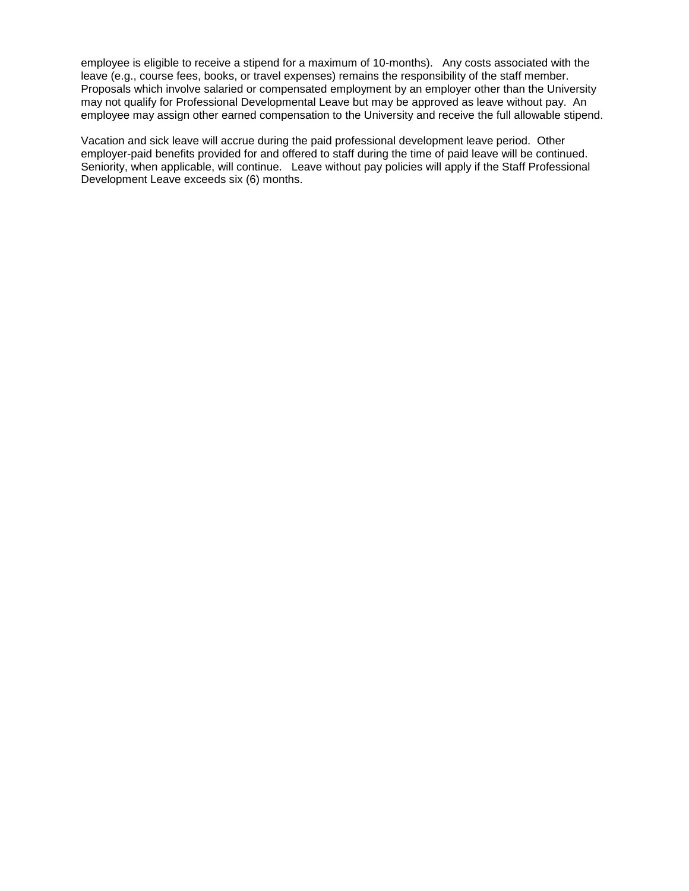employee is eligible to receive a stipend for a maximum of 10-months). Any costs associated with the leave (e.g., course fees, books, or travel expenses) remains the responsibility of the staff member. Proposals which involve salaried or compensated employment by an employer other than the University may not qualify for Professional Developmental Leave but may be approved as leave without pay. An employee may assign other earned compensation to the University and receive the full allowable stipend.

Vacation and sick leave will accrue during the paid professional development leave period. Other employer-paid benefits provided for and offered to staff during the time of paid leave will be continued. Seniority, when applicable, will continue. Leave without pay policies will apply if the Staff Professional Development Leave exceeds six (6) months.